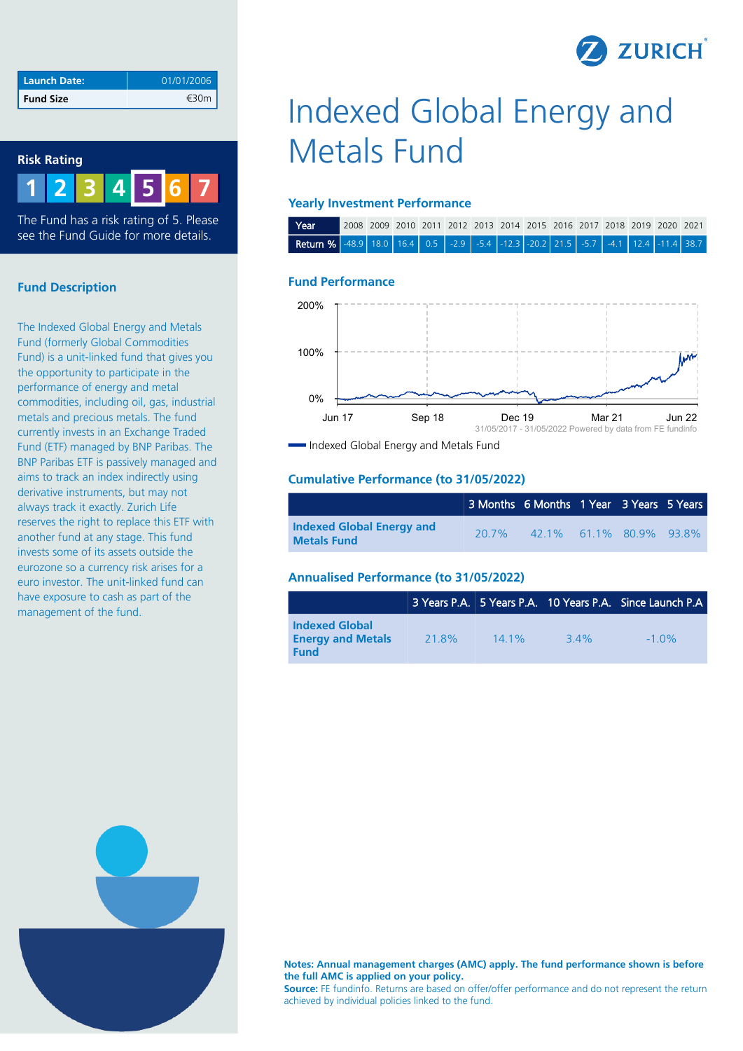# Indexed Global Energy and Metals Fund

| Launch Date: | 01/01/2006 |
|---|---|
| Fund Size | €30m |

## Risk Rating

1 2 3 4 **5** 6 7

The Fund has a risk rating of 5. Please see the Fund Guide for more details.

## Fund Description

The Indexed Global Energy and Metals Fund (formerly Global Commodities Fund) is a unit-linked fund that gives you the opportunity to participate in the performance of energy and metal commodities, including oil, gas, industrial metals and precious metals. The fund currently invests in an Exchange Traded Fund (ETF) managed by BNP Paribas. The BNP Paribas ETF is passively managed and aims to track an index indirectly using derivative instruments, but may not always track it exactly. Zurich Life reserves the right to replace this ETF with another fund at any stage. This fund invests some of its assets outside the eurozone so a currency risk arises for a euro investor. The unit-linked fund can have exposure to cash as part of the management of the fund.

## Yearly Investment Performance

| Year | 2008 | 2009 | 2010 | 2011 | 2012 | 2013 | 2014 | 2015 | 2016 | 2017 | 2018 | 2019 | 2020 | 2021 |
|---|---|---|---|---|---|---|---|---|---|---|---|---|---|---|
| Return % | -48.9 | 18.0 | 16.4 | 0.5 | -2.9 | -5.4 | -12.3 | -20.2 | 21.5 | -5.7 | -4.1 | 12.4 | -11.4 | 38.7 |

## Fund Performance

31/05/2017 - 31/05/2022 Powered by data from FE fundinfo

Indexed Global Energy and Metals Fund

## Cumulative Performance (to 31/05/2022)

| | 3 Months | 6 Months | 1 Year | 3 Years | 5 Years |
|---|---|---|---|---|---|
| **Indexed Global Energy and Metals Fund** | 20.7% | 42.1% | 61.1% | 80.9% | 93.8% |

## Annualised Performance (to 31/05/2022)

| | 3 Years P.A. | 5 Years P.A. | 10 Years P.A. | Since Launch P.A |
|---|---|---|---|---|
| **Indexed Global Energy and Metals Fund** | 21.8% | 14.1% | 3.4% | -1.0% |

**Notes: Annual management charges (AMC) apply. The fund performance shown is before the full AMC is applied on your policy.**

**Source:** FE fundinfo. Returns are based on offer/offer performance and do not represent the return achieved by individual policies linked to the fund.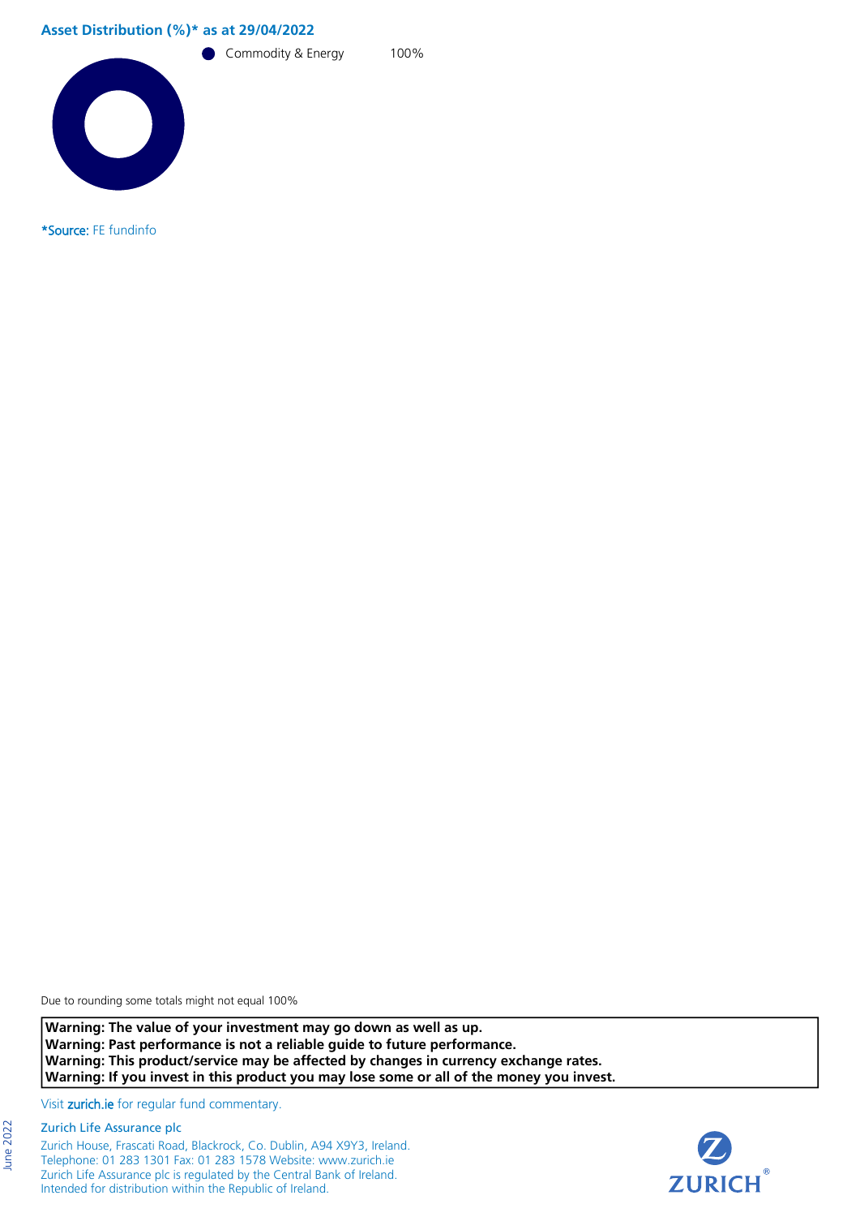## Asset Distribution (%)* as at 29/04/2022

Commodity & Energy 100%

*Source: FE fundinfo

Due to rounding some totals might not equal 100%

**Warning: The value of your investment may go down as well as up.**
**Warning: Past performance is not a reliable guide to future performance.**
**Warning: This product/service may be affected by changes in currency exchange rates.**
**Warning: If you invest in this product you may lose some or all of the money you invest.**

Visit zurich.ie for regular fund commentary.

Zurich Life Assurance plc

Zurich House, Frascati Road, Blackrock, Co. Dublin, A94 X9Y3, Ireland.
Telephone: 01 283 1301 Fax: 01 283 1578 Website: www.zurich.ie
Zurich Life Assurance plc is regulated by the Central Bank of Ireland.
Intended for distribution within the Republic of Ireland.

June 2022

ZURICH®